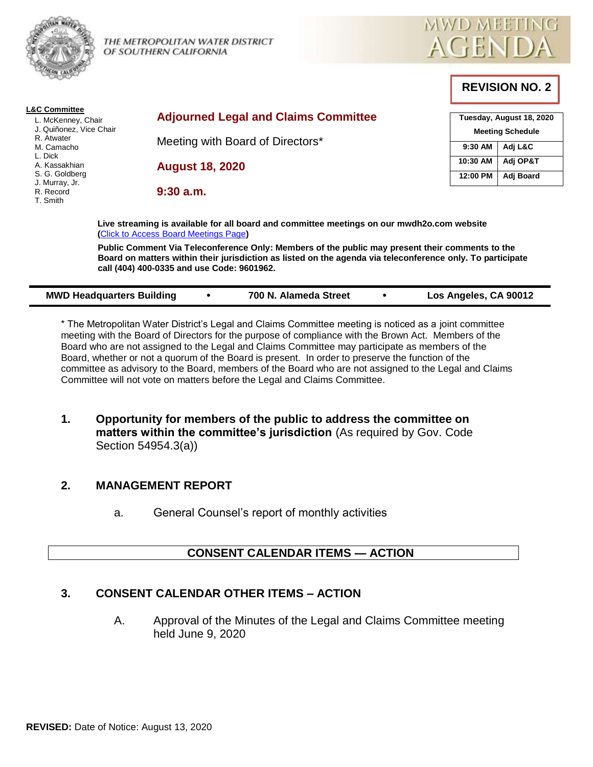THE METROPOLITAN WATER DISTRICT OF SOUTHERN CALIFORNIA

MWD MEETING AGENDA

**REVISION NO. 2**

**L&C Committee**

- L. McKenney, Chair
- J. Quiñonez, Vice Chair
- R. Atwater
- M. Camacho
- L. Dick
- A. Kassakhian
- S. G. Goldberg
- J. Murray, Jr.
- R. Record
- T. Smith

## Adjourned Legal and Claims Committee

Meeting with Board of Directors*

**August 18, 2020**

**9:30 a.m.**

| Tuesday, August 18, 2020 Meeting Schedule | |
|---|---|
| 9:30 AM | Adj L&C |
| 10:30 AM | Adj OP&T |
| 12:00 PM | Adj Board |

**Live streaming is available for all board and committee meetings on our mwdh2o.com website (Click to Access Board Meetings Page)**

**Public Comment Via Teleconference Only: Members of the public may present their comments to the Board on matters within their jurisdiction as listed on the agenda via teleconference only. To participate call (404) 400-0335 and use Code: 9601962.**

**MWD Headquarters Building • 700 N. Alameda Street • Los Angeles, CA 90012**

* The Metropolitan Water District's Legal and Claims Committee meeting is noticed as a joint committee meeting with the Board of Directors for the purpose of compliance with the Brown Act. Members of the Board who are not assigned to the Legal and Claims Committee may participate as members of the Board, whether or not a quorum of the Board is present. In order to preserve the function of the committee as advisory to the Board, members of the Board who are not assigned to the Legal and Claims Committee will not vote on matters before the Legal and Claims Committee.

**1. Opportunity for members of the public to address the committee on matters within the committee's jurisdiction** (As required by Gov. Code Section 54954.3(a))

**2. MANAGEMENT REPORT**

a. General Counsel's report of monthly activities

**CONSENT CALENDAR ITEMS — ACTION**

**3. CONSENT CALENDAR OTHER ITEMS – ACTION**

A. Approval of the Minutes of the Legal and Claims Committee meeting held June 9, 2020

**REVISED:** Date of Notice: August 13, 2020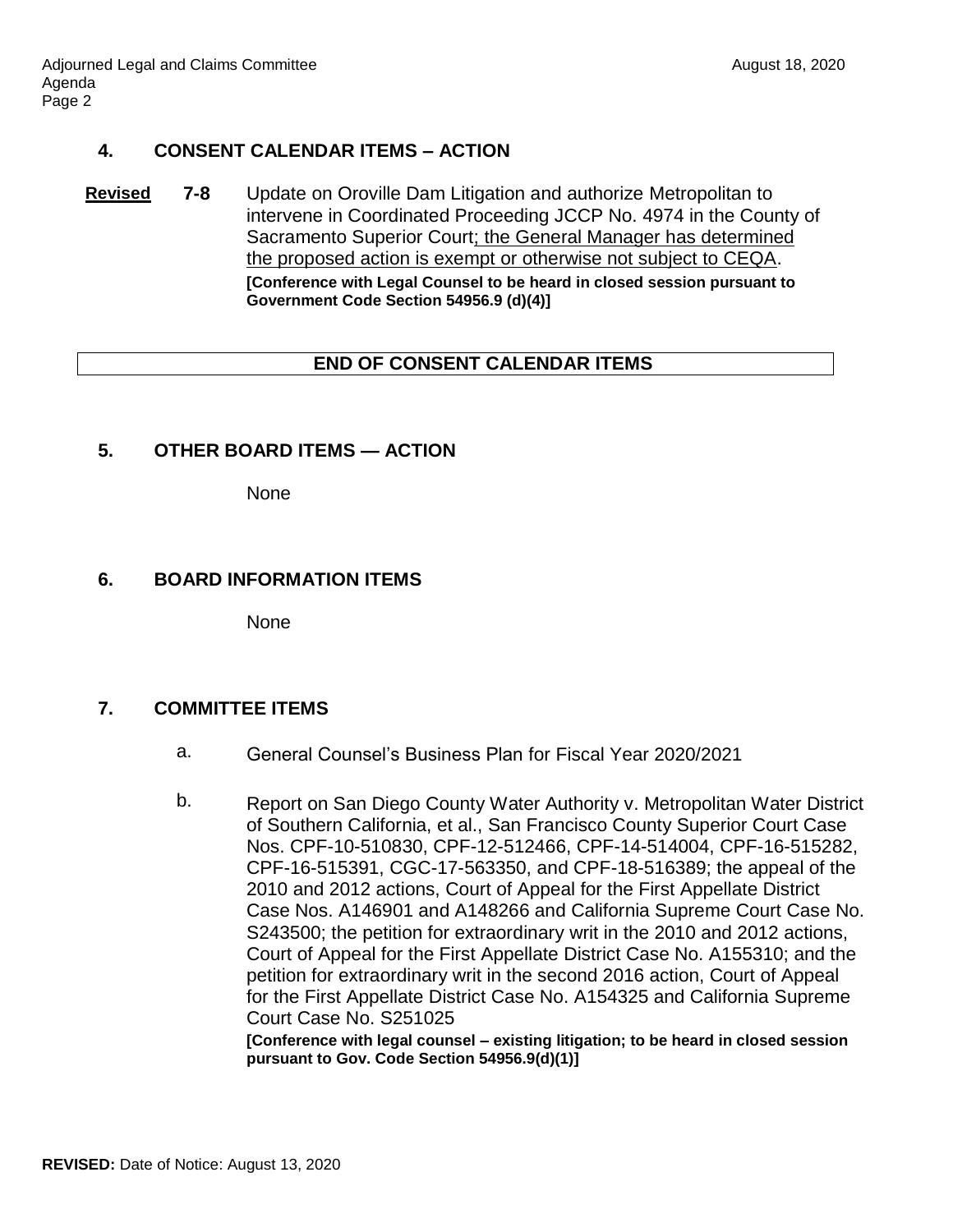## 4. CONSENT CALENDAR ITEMS – ACTION

**Revised** **7-8** Update on Oroville Dam Litigation and authorize Metropolitan to intervene in Coordinated Proceeding JCCP No. 4974 in the County of Sacramento Superior Court; the General Manager has determined the proposed action is exempt or otherwise not subject to CEQA.
**[Conference with Legal Counsel to be heard in closed session pursuant to Government Code Section 54956.9 (d)(4)]**

**END OF CONSENT CALENDAR ITEMS**

## 5. OTHER BOARD ITEMS — ACTION

None

## 6. BOARD INFORMATION ITEMS

None

## 7. COMMITTEE ITEMS

a. General Counsel's Business Plan for Fiscal Year 2020/2021

b. Report on San Diego County Water Authority v. Metropolitan Water District of Southern California, et al., San Francisco County Superior Court Case Nos. CPF-10-510830, CPF-12-512466, CPF-14-514004, CPF-16-515282, CPF-16-515391, CGC-17-563350, and CPF-18-516389; the appeal of the 2010 and 2012 actions, Court of Appeal for the First Appellate District Case Nos. A146901 and A148266 and California Supreme Court Case No. S243500; the petition for extraordinary writ in the 2010 and 2012 actions, Court of Appeal for the First Appellate District Case No. A155310; and the petition for extraordinary writ in the second 2016 action, Court of Appeal for the First Appellate District Case No. A154325 and California Supreme Court Case No. S251025
**[Conference with legal counsel – existing litigation; to be heard in closed session pursuant to Gov. Code Section 54956.9(d)(1)]**

**REVISED:** Date of Notice: August 13, 2020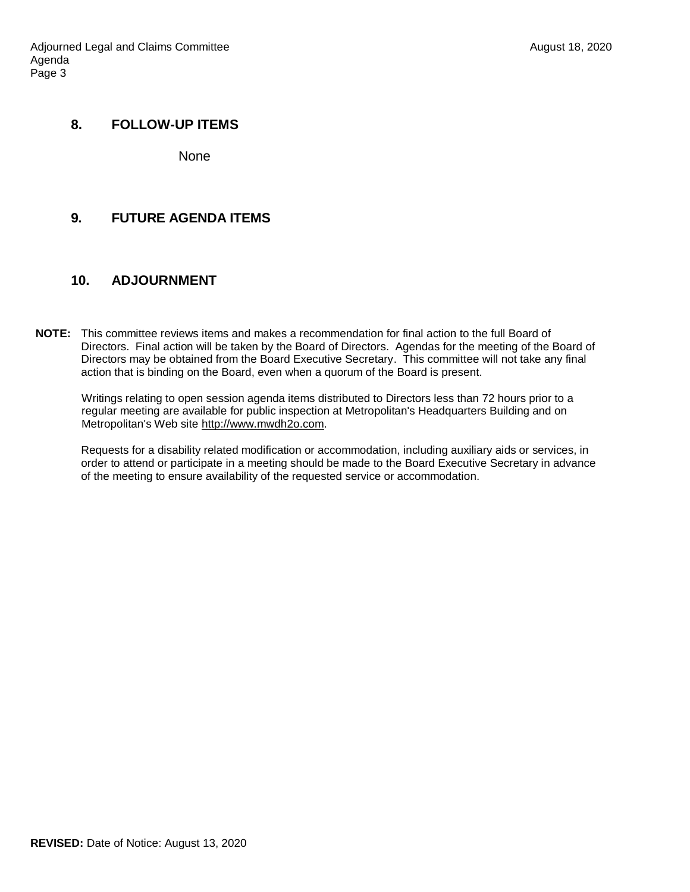## 8. FOLLOW-UP ITEMS

None

## 9. FUTURE AGENDA ITEMS

## 10. ADJOURNMENT

**NOTE:** This committee reviews items and makes a recommendation for final action to the full Board of Directors. Final action will be taken by the Board of Directors. Agendas for the meeting of the Board of Directors may be obtained from the Board Executive Secretary. This committee will not take any final action that is binding on the Board, even when a quorum of the Board is present.

Writings relating to open session agenda items distributed to Directors less than 72 hours prior to a regular meeting are available for public inspection at Metropolitan's Headquarters Building and on Metropolitan's Web site http://www.mwdh2o.com.

Requests for a disability related modification or accommodation, including auxiliary aids or services, in order to attend or participate in a meeting should be made to the Board Executive Secretary in advance of the meeting to ensure availability of the requested service or accommodation.

**REVISED:** Date of Notice: August 13, 2020